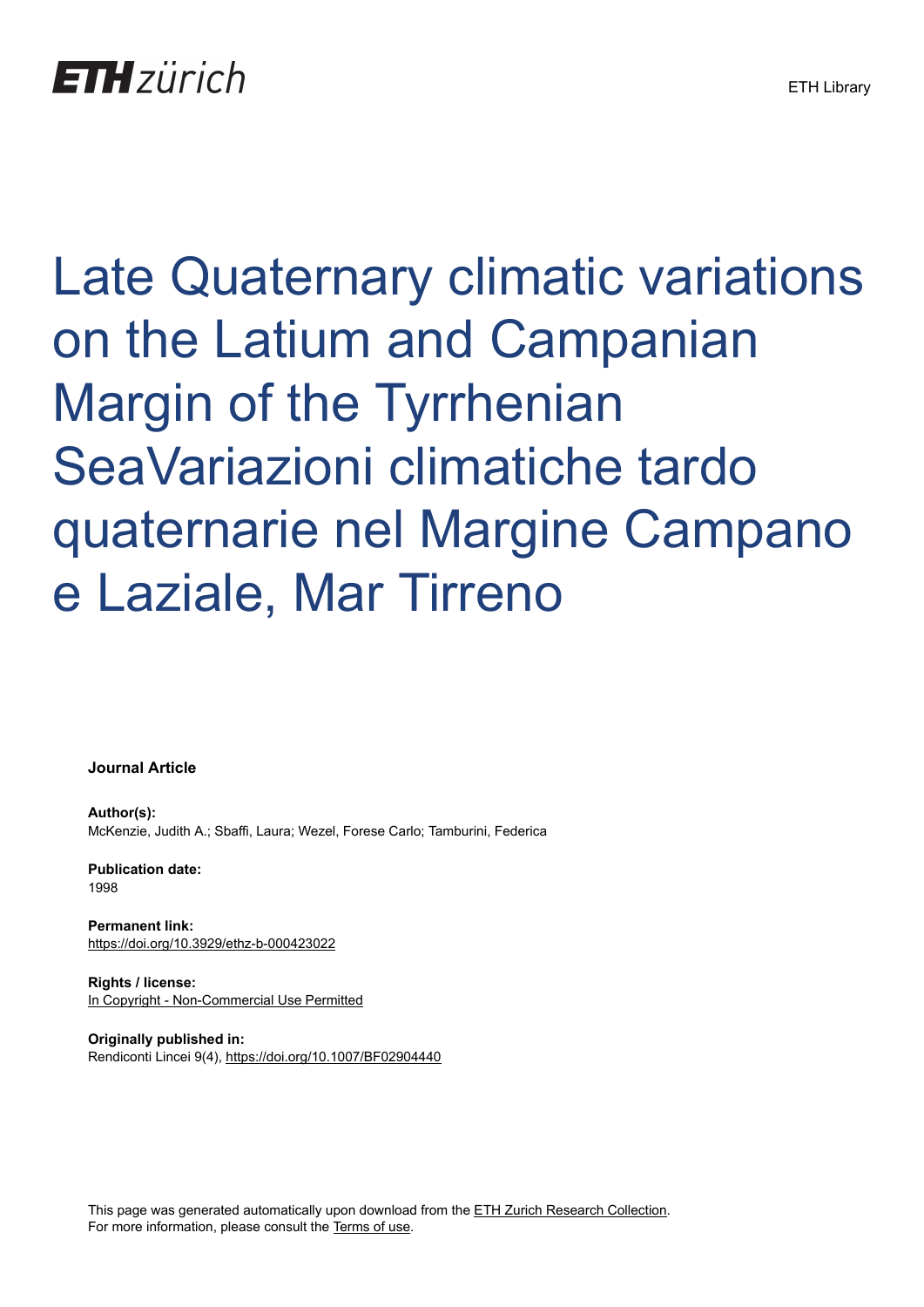# Late Quaternary climatic variations on the Latium and Campanian Margin of the Tyrrhenian SeaVariazioni climatiche tardo quaternarie nel Margine Campano e Laziale, Mar Tirreno

**Journal Article**

**Author(s):**
McKenzie, Judith A.; Sbaffi, Laura; Wezel, Forese Carlo; Tamburini, Federica

**Publication date:**
1998

**Permanent link:**
https://doi.org/10.3929/ethz-b-000423022

**Rights / license:**
In Copyright - Non-Commercial Use Permitted

**Originally published in:**
Rendiconti Lincei 9(4), https://doi.org/10.1007/BF02904440

This page was generated automatically upon download from the ETH Zurich Research Collection.
For more information, please consult the Terms of use.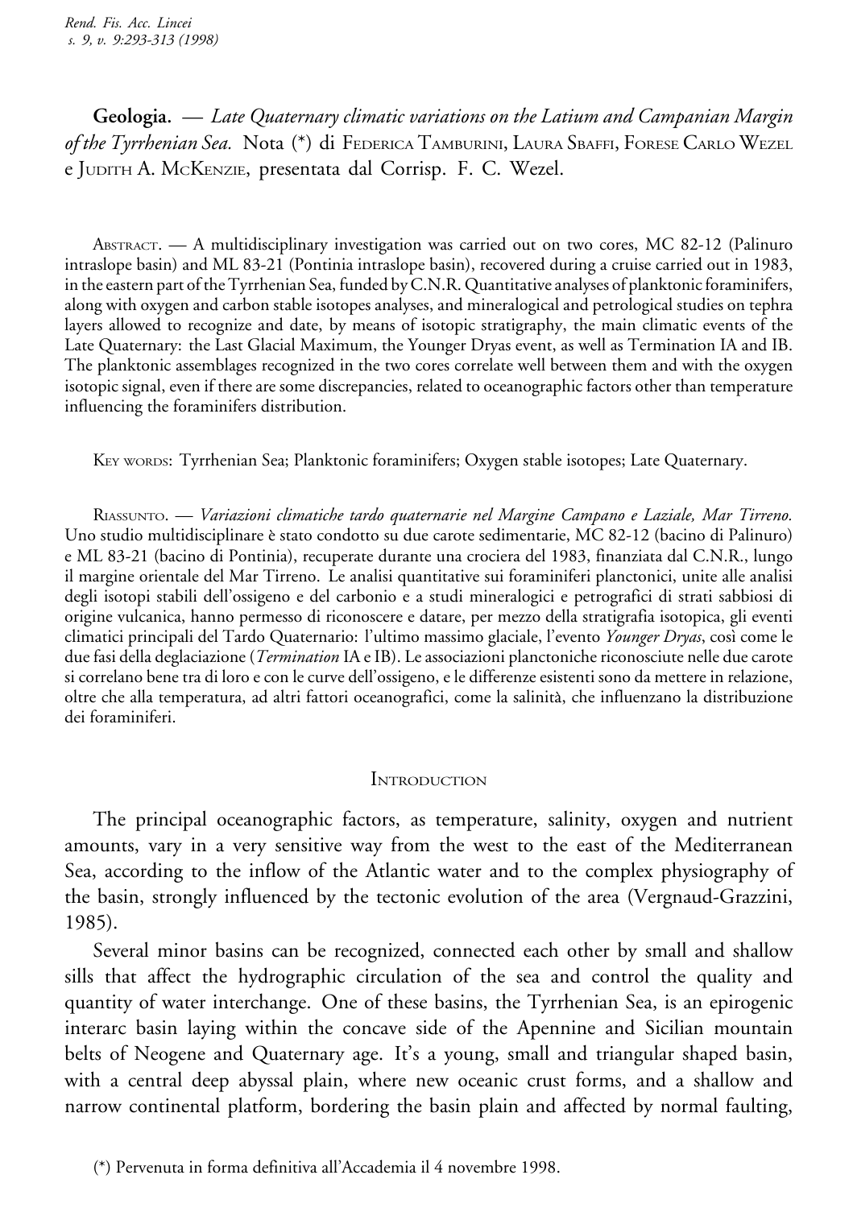**Geologia.** — *Late Quaternary climatic variations on the Latium and Campanian Margin of the Tyrrhenian Sea.* Nota (*) di Federica Tamburini, Laura Sbaffi, Forese Carlo Wezel e Judith A. McKenzie, presentata dal Corrisp. F. C. Wezel.

Abstract. — A multidisciplinary investigation was carried out on two cores, MC 82-12 (Palinuro intraslope basin) and ML 83-21 (Pontinia intraslope basin), recovered during a cruise carried out in 1983, in the eastern part of the Tyrrhenian Sea, funded by C.N.R. Quantitative analyses of planktonic foraminifers, along with oxygen and carbon stable isotopes analyses, and mineralogical and petrological studies on tephra layers allowed to recognize and date, by means of isotopic stratigraphy, the main climatic events of the Late Quaternary: the Last Glacial Maximum, the Younger Dryas event, as well as Termination IA and IB. The planktonic assemblages recognized in the two cores correlate well between them and with the oxygen isotopic signal, even if there are some discrepancies, related to oceanographic factors other than temperature influencing the foraminifers distribution.

Key words: Tyrrhenian Sea; Planktonic foraminifers; Oxygen stable isotopes; Late Quaternary.

Riassunto. — *Variazioni climatiche tardo quaternarie nel Margine Campano e Laziale, Mar Tirreno.* Uno studio multidisciplinare è stato condotto su due carote sedimentarie, MC 82-12 (bacino di Palinuro) e ML 83-21 (bacino di Pontinia), recuperate durante una crociera del 1983, finanziata dal C.N.R., lungo il margine orientale del Mar Tirreno. Le analisi quantitative sui foraminiferi planctonici, unite alle analisi degli isotopi stabili dell'ossigeno e del carbonio e a studi mineralogici e petrografici di strati sabbiosi di origine vulcanica, hanno permesso di riconoscere e datare, per mezzo della stratigrafia isotopica, gli eventi climatici principali del Tardo Quaternario: l'ultimo massimo glaciale, l'evento *Younger Dryas*, così come le due fasi della deglaciazione (*Termination* IA e IB). Le associazioni planctoniche riconosciute nelle due carote si correlano bene tra di loro e con le curve dell'ossigeno, e le differenze esistenti sono da mettere in relazione, oltre che alla temperatura, ad altri fattori oceanografici, come la salinità, che influenzano la distribuzione dei foraminiferi.

## Introduction

The principal oceanographic factors, as temperature, salinity, oxygen and nutrient amounts, vary in a very sensitive way from the west to the east of the Mediterranean Sea, according to the inflow of the Atlantic water and to the complex physiography of the basin, strongly influenced by the tectonic evolution of the area (Vergnaud-Grazzini, 1985).

Several minor basins can be recognized, connected each other by small and shallow sills that affect the hydrographic circulation of the sea and control the quality and quantity of water interchange. One of these basins, the Tyrrhenian Sea, is an epirogenic interarc basin laying within the concave side of the Apennine and Sicilian mountain belts of Neogene and Quaternary age. It's a young, small and triangular shaped basin, with a central deep abyssal plain, where new oceanic crust forms, and a shallow and narrow continental platform, bordering the basin plain and affected by normal faulting,

(*) Pervenuta in forma definitiva all'Accademia il 4 novembre 1998.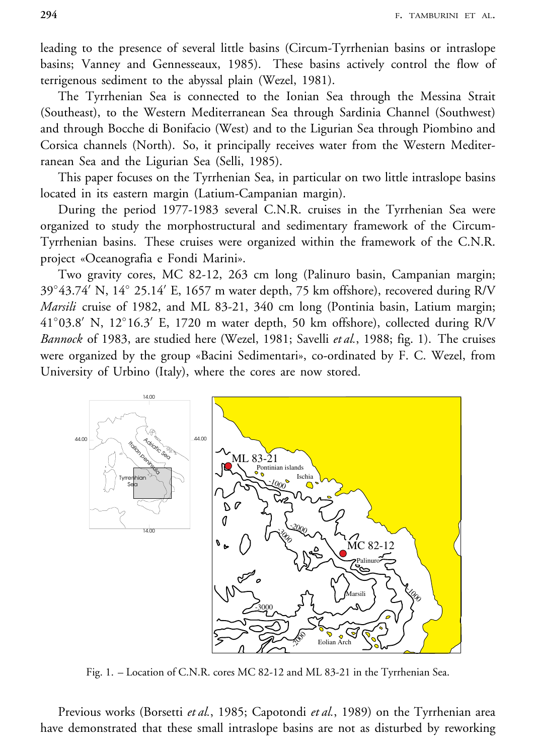leading to the presence of several little basins (Circum-Tyrrhenian basins or intraslope basins; Vanney and Gennesseaux, 1985). These basins actively control the flow of terrigenous sediment to the abyssal plain (Wezel, 1981).

The Tyrrhenian Sea is connected to the Ionian Sea through the Messina Strait (Southeast), to the Western Mediterranean Sea through Sardinia Channel (Southwest) and through Bocche di Bonifacio (West) and to the Ligurian Sea through Piombino and Corsica channels (North). So, it principally receives water from the Western Mediterranean Sea and the Ligurian Sea (Selli, 1985).

This paper focuses on the Tyrrhenian Sea, in particular on two little intraslope basins located in its eastern margin (Latium-Campanian margin).

During the period 1977-1983 several C.N.R. cruises in the Tyrrhenian Sea were organized to study the morphostructural and sedimentary framework of the Circum-Tyrrhenian basins. These cruises were organized within the framework of the C.N.R. project «Oceanografia e Fondi Marini».

Two gravity cores, MC 82-12, 263 cm long (Palinuro basin, Campanian margin; 39°43.74′ N, 14° 25.14′ E, 1657 m water depth, 75 km offshore), recovered during R/V *Marsili* cruise of 1982, and ML 83-21, 340 cm long (Pontinia basin, Latium margin; 41°03.8′ N, 12°16.3′ E, 1720 m water depth, 50 km offshore), collected during R/V *Bannock* of 1983, are studied here (Wezel, 1981; Savelli *et al.*, 1988; fig. 1). The cruises were organized by the group «Bacini Sedimentari», co-ordinated by F. C. Wezel, from University of Urbino (Italy), where the cores are now stored.

Fig. 1. – Location of C.N.R. cores MC 82-12 and ML 83-21 in the Tyrrhenian Sea.

Previous works (Borsetti *et al.*, 1985; Capotondi *et al.*, 1989) on the Tyrrhenian area have demonstrated that these small intraslope basins are not as disturbed by reworking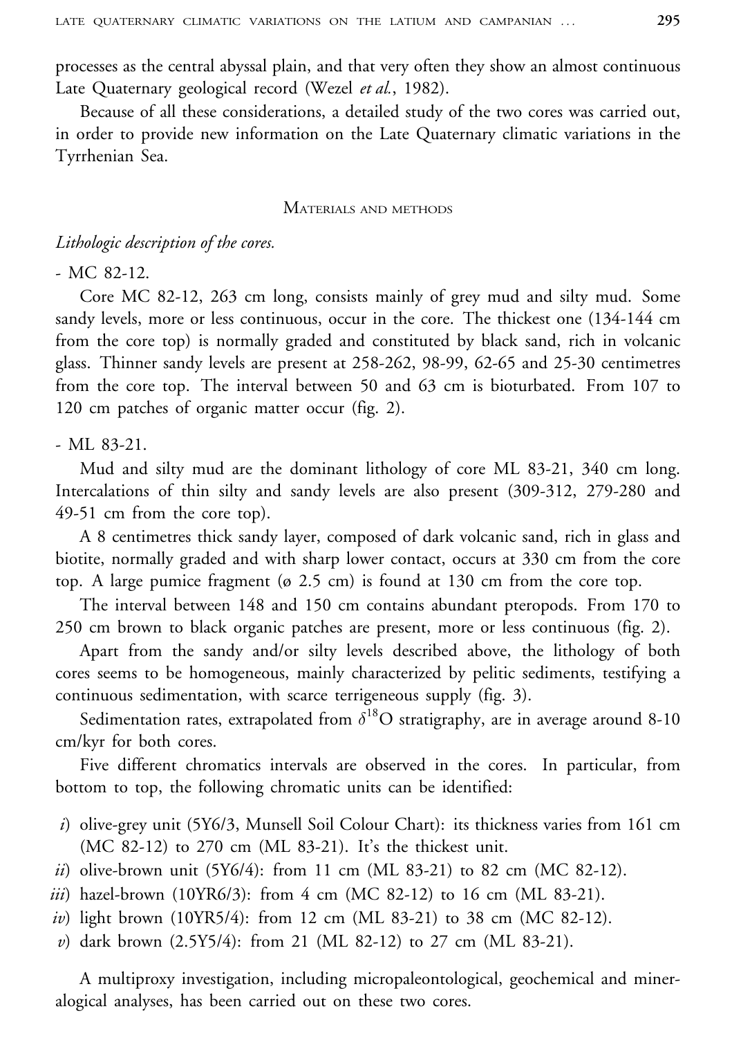processes as the central abyssal plain, and that very often they show an almost continuous Late Quaternary geological record (Wezel *et al.*, 1982).

Because of all these considerations, a detailed study of the two cores was carried out, in order to provide new information on the Late Quaternary climatic variations in the Tyrrhenian Sea.

## Materials and methods

### *Lithologic description of the cores.*

- MC 82-12.

Core MC 82-12, 263 cm long, consists mainly of grey mud and silty mud. Some sandy levels, more or less continuous, occur in the core. The thickest one (134-144 cm from the core top) is normally graded and constituted by black sand, rich in volcanic glass. Thinner sandy levels are present at 258-262, 98-99, 62-65 and 25-30 centimetres from the core top. The interval between 50 and 63 cm is bioturbated. From 107 to 120 cm patches of organic matter occur (fig. 2).

- ML 83-21.

Mud and silty mud are the dominant lithology of core ML 83-21, 340 cm long. Intercalations of thin silty and sandy levels are also present (309-312, 279-280 and 49-51 cm from the core top).

A 8 centimetres thick sandy layer, composed of dark volcanic sand, rich in glass and biotite, normally graded and with sharp lower contact, occurs at 330 cm from the core top. A large pumice fragment (ø 2.5 cm) is found at 130 cm from the core top.

The interval between 148 and 150 cm contains abundant pteropods. From 170 to 250 cm brown to black organic patches are present, more or less continuous (fig. 2).

Apart from the sandy and/or silty levels described above, the lithology of both cores seems to be homogeneous, mainly characterized by pelitic sediments, testifying a continuous sedimentation, with scarce terrigeneous supply (fig. 3).

Sedimentation rates, extrapolated from $\delta^{18}O$ stratigraphy, are in average around 8-10 cm/kyr for both cores.

Five different chromatics intervals are observed in the cores. In particular, from bottom to top, the following chromatic units can be identified:

*i*) olive-grey unit (5Y6/3, Munsell Soil Colour Chart): its thickness varies from 161 cm (MC 82-12) to 270 cm (ML 83-21). It's the thickest unit.

*ii*) olive-brown unit (5Y6/4): from 11 cm (ML 83-21) to 82 cm (MC 82-12).

*iii*) hazel-brown (10YR6/3): from 4 cm (MC 82-12) to 16 cm (ML 83-21).

*iv*) light brown (10YR5/4): from 12 cm (ML 83-21) to 38 cm (MC 82-12).

*v*) dark brown (2.5Y5/4): from 21 (ML 82-12) to 27 cm (ML 83-21).

A multiproxy investigation, including micropaleontological, geochemical and mineralogical analyses, has been carried out on these two cores.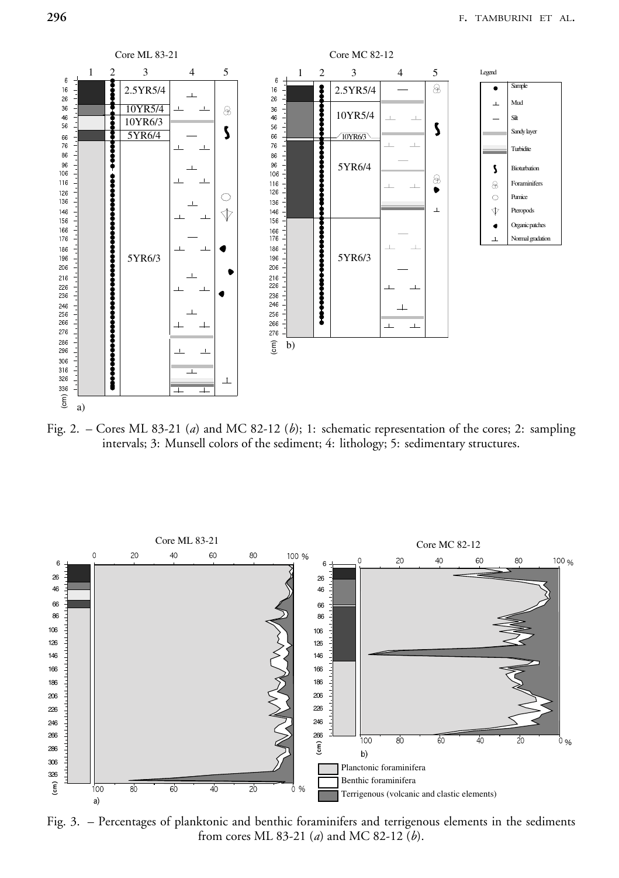Fig. 2. – Cores ML 83-21 (*a*) and MC 82-12 (*b*); 1: schematic representation of the cores; 2: sampling intervals; 3: Munsell colors of the sediment; 4: lithology; 5: sedimentary structures.

Fig. 3. – Percentages of planktonic and benthic foraminifers and terrigenous elements in the sediments from cores ML 83-21 (*a*) and MC 82-12 (*b*).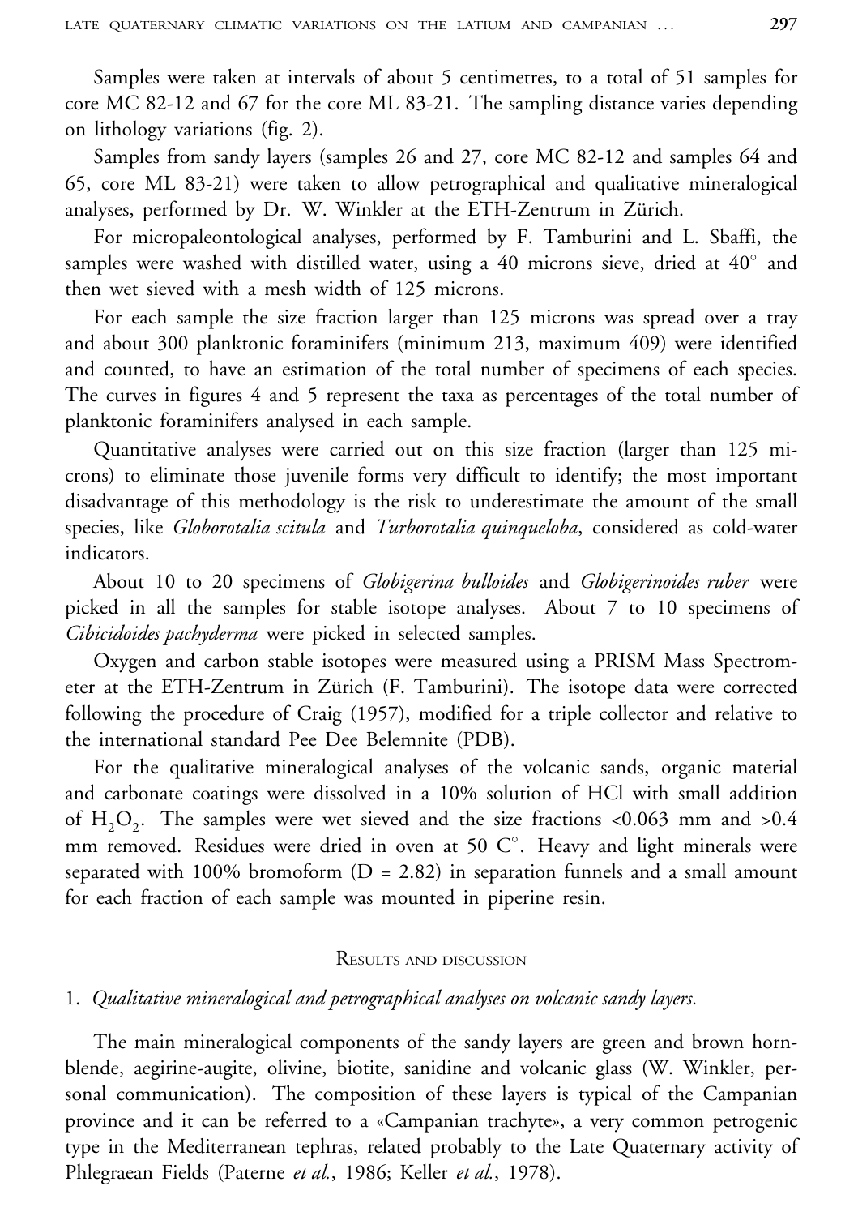Samples were taken at intervals of about 5 centimetres, to a total of 51 samples for core MC 82-12 and 67 for the core ML 83-21. The sampling distance varies depending on lithology variations (fig. 2).

Samples from sandy layers (samples 26 and 27, core MC 82-12 and samples 64 and 65, core ML 83-21) were taken to allow petrographical and qualitative mineralogical analyses, performed by Dr. W. Winkler at the ETH-Zentrum in Zürich.

For micropaleontological analyses, performed by F. Tamburini and L. Sbaffi, the samples were washed with distilled water, using a 40 microns sieve, dried at 40° and then wet sieved with a mesh width of 125 microns.

For each sample the size fraction larger than 125 microns was spread over a tray and about 300 planktonic foraminifers (minimum 213, maximum 409) were identified and counted, to have an estimation of the total number of specimens of each species. The curves in figures 4 and 5 represent the taxa as percentages of the total number of planktonic foraminifers analysed in each sample.

Quantitative analyses were carried out on this size fraction (larger than 125 microns) to eliminate those juvenile forms very difficult to identify; the most important disadvantage of this methodology is the risk to underestimate the amount of the small species, like *Globorotalia scitula* and *Turborotalia quinqueloba*, considered as cold-water indicators.

About 10 to 20 specimens of *Globigerina bulloides* and *Globigerinoides ruber* were picked in all the samples for stable isotope analyses. About 7 to 10 specimens of *Cibicidoides pachyderma* were picked in selected samples.

Oxygen and carbon stable isotopes were measured using a PRISM Mass Spectrometer at the ETH-Zentrum in Zürich (F. Tamburini). The isotope data were corrected following the procedure of Craig (1957), modified for a triple collector and relative to the international standard Pee Dee Belemnite (PDB).

For the qualitative mineralogical analyses of the volcanic sands, organic material and carbonate coatings were dissolved in a 10% solution of HCl with small addition of $H_2O_2$. The samples were wet sieved and the size fractions <0.063 mm and >0.4 mm removed. Residues were dried in oven at 50 C°. Heavy and light minerals were separated with 100% bromoform (D = 2.82) in separation funnels and a small amount for each fraction of each sample was mounted in piperine resin.

## Results and discussion

### 1. *Qualitative mineralogical and petrographical analyses on volcanic sandy layers.*

The main mineralogical components of the sandy layers are green and brown hornblende, aegirine-augite, olivine, biotite, sanidine and volcanic glass (W. Winkler, personal communication). The composition of these layers is typical of the Campanian province and it can be referred to a «Campanian trachyte», a very common petrogenic type in the Mediterranean tephras, related probably to the Late Quaternary activity of Phlegraean Fields (Paterne *et al.*, 1986; Keller *et al.*, 1978).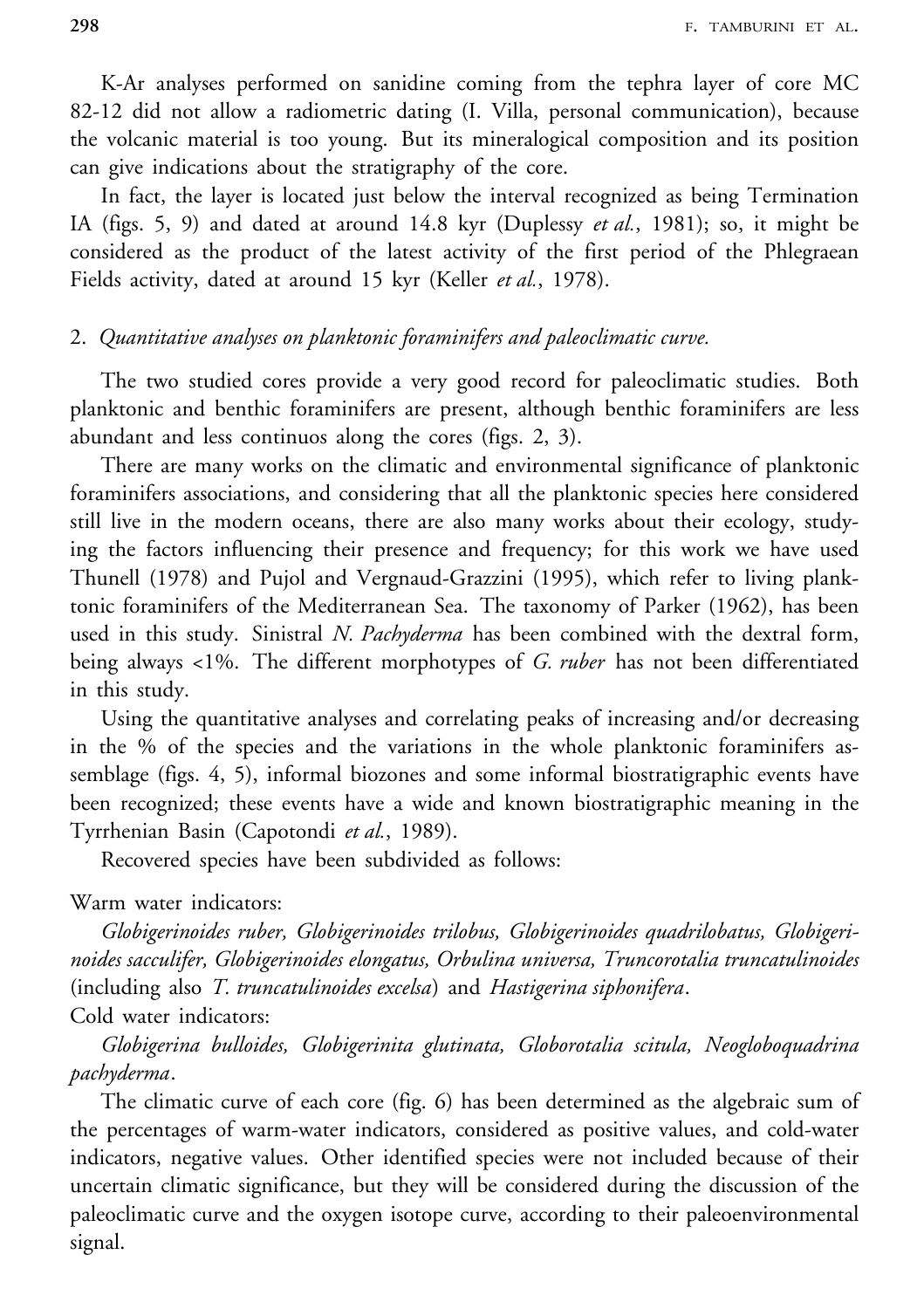K-Ar analyses performed on sanidine coming from the tephra layer of core MC 82-12 did not allow a radiometric dating (I. Villa, personal communication), because the volcanic material is too young. But its mineralogical composition and its position can give indications about the stratigraphy of the core.

In fact, the layer is located just below the interval recognized as being Termination IA (figs. 5, 9) and dated at around 14.8 kyr (Duplessy *et al.*, 1981); so, it might be considered as the product of the latest activity of the first period of the Phlegraean Fields activity, dated at around 15 kyr (Keller *et al.*, 1978).

## 2. *Quantitative analyses on planktonic foraminifers and paleoclimatic curve.*

The two studied cores provide a very good record for paleoclimatic studies. Both planktonic and benthic foraminifers are present, although benthic foraminifers are less abundant and less continuos along the cores (figs. 2, 3).

There are many works on the climatic and environmental significance of planktonic foraminifers associations, and considering that all the planktonic species here considered still live in the modern oceans, there are also many works about their ecology, studying the factors influencing their presence and frequency; for this work we have used Thunell (1978) and Pujol and Vergnaud-Grazzini (1995), which refer to living planktonic foraminifers of the Mediterranean Sea. The taxonomy of Parker (1962), has been used in this study. Sinistral *N. Pachyderma* has been combined with the dextral form, being always <1%. The different morphotypes of *G. ruber* has not been differentiated in this study.

Using the quantitative analyses and correlating peaks of increasing and/or decreasing in the % of the species and the variations in the whole planktonic foraminifers assemblage (figs. 4, 5), informal biozones and some informal biostratigraphic events have been recognized; these events have a wide and known biostratigraphic meaning in the Tyrrhenian Basin (Capotondi *et al.*, 1989).

Recovered species have been subdivided as follows:

Warm water indicators:

*Globigerinoides ruber, Globigerinoides trilobus, Globigerinoides quadrilobatus, Globigerinoides sacculifer, Globigerinoides elongatus, Orbulina universa, Truncorotalia truncatulinoides* (including also *T. truncatulinoides excelsa*) and *Hastigerina siphonifera*.

Cold water indicators:

*Globigerina bulloides, Globigerinita glutinata, Globorotalia scitula, Neogloboquadrina pachyderma*.

The climatic curve of each core (fig. 6) has been determined as the algebraic sum of the percentages of warm-water indicators, considered as positive values, and cold-water indicators, negative values. Other identified species were not included because of their uncertain climatic significance, but they will be considered during the discussion of the paleoclimatic curve and the oxygen isotope curve, according to their paleoenvironmental signal.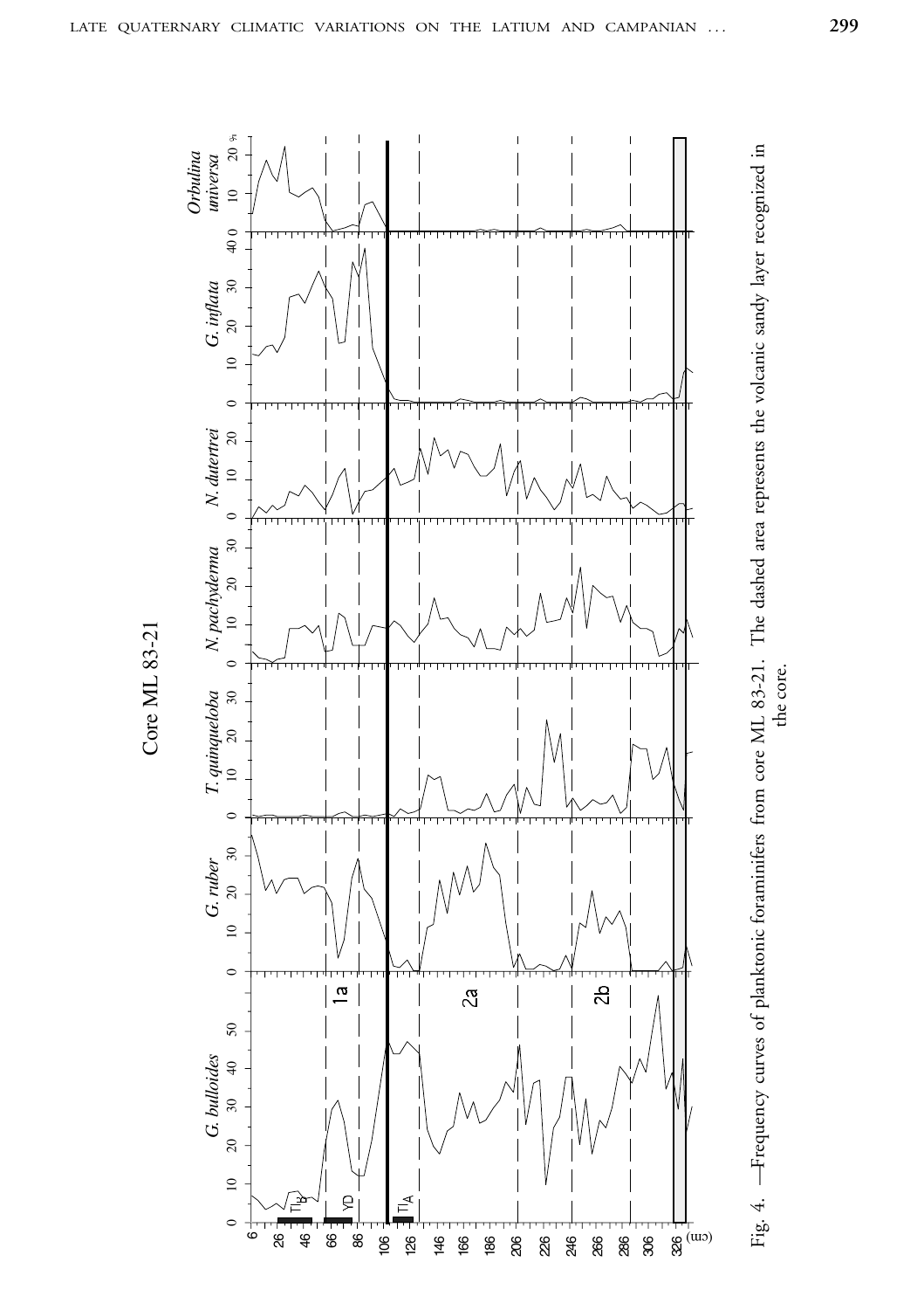Core ML 83-21

Fig. 4. — Frequency curves of planktonic foraminifers from core ML 83-21. The dashed area represents the volcanic sandy layer recognized in the core.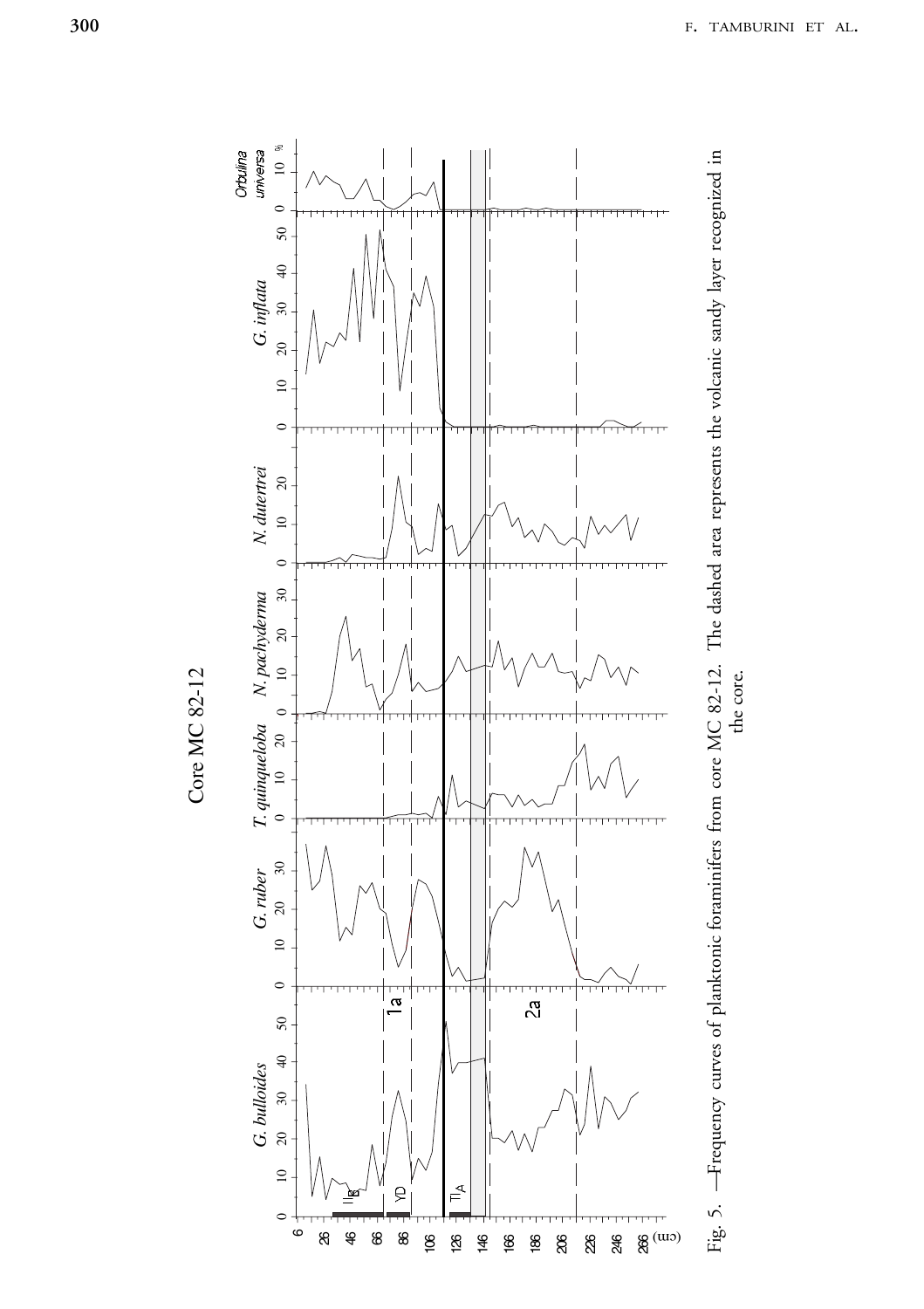Core MC 82-12

Fig. 5. —Frequency curves of planktonic foraminifers from core MC 82-12. The dashed area represents the volcanic sandy layer recognized in the core.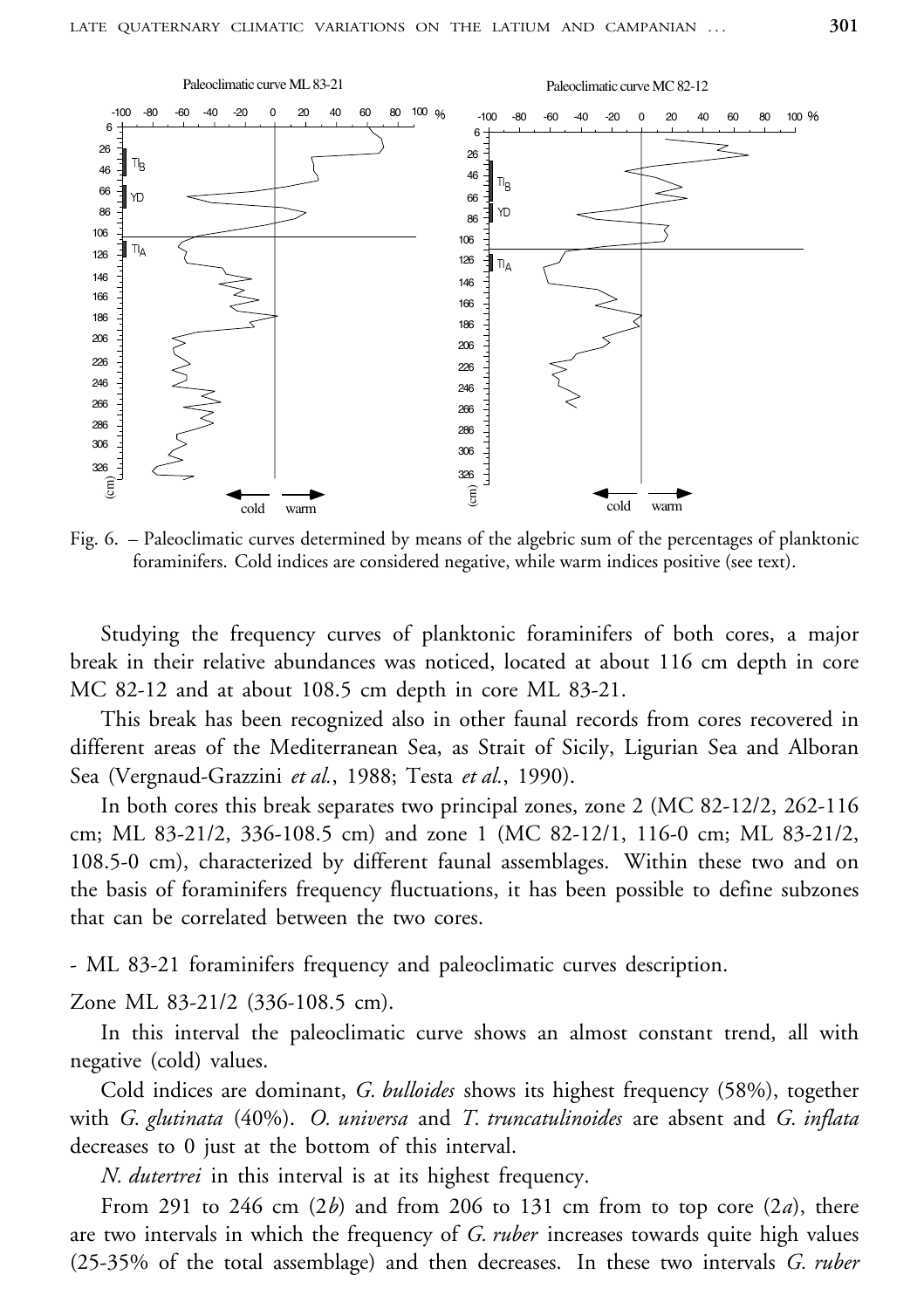Fig. 6. – Paleoclimatic curves determined by means of the algebric sum of the percentages of planktonic foraminifers. Cold indices are considered negative, while warm indices positive (see text).

Studying the frequency curves of planktonic foraminifers of both cores, a major break in their relative abundances was noticed, located at about 116 cm depth in core MC 82-12 and at about 108.5 cm depth in core ML 83-21.

This break has been recognized also in other faunal records from cores recovered in different areas of the Mediterranean Sea, as Strait of Sicily, Ligurian Sea and Alboran Sea (Vergnaud-Grazzini *et al.*, 1988; Testa *et al.*, 1990).

In both cores this break separates two principal zones, zone 2 (MC 82-12/2, 262-116 cm; ML 83-21/2, 336-108.5 cm) and zone 1 (MC 82-12/1, 116-0 cm; ML 83-21/2, 108.5-0 cm), characterized by different faunal assemblages. Within these two and on the basis of foraminifers frequency fluctuations, it has been possible to define subzones that can be correlated between the two cores.

- ML 83-21 foraminifers frequency and paleoclimatic curves description.

Zone ML 83-21/2 (336-108.5 cm).

In this interval the paleoclimatic curve shows an almost constant trend, all with negative (cold) values.

Cold indices are dominant, *G. bulloides* shows its highest frequency (58%), together with *G. glutinata* (40%). *O. universa* and *T. truncatulinoides* are absent and *G. inflata* decreases to 0 just at the bottom of this interval.

*N. dutertrei* in this interval is at its highest frequency.

From 291 to 246 cm (2*b*) and from 206 to 131 cm from to top core (2*a*), there are two intervals in which the frequency of *G. ruber* increases towards quite high values (25-35% of the total assemblage) and then decreases. In these two intervals *G. ruber*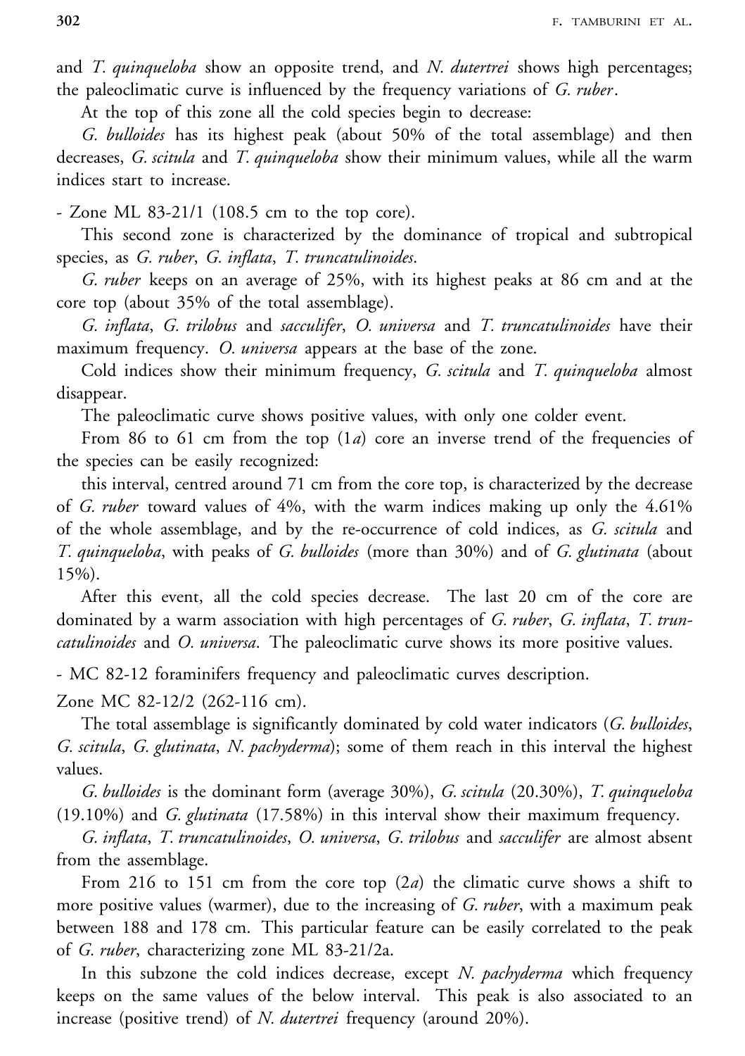and *T. quinqueloba* show an opposite trend, and *N. dutertrei* shows high percentages; the paleoclimatic curve is influenced by the frequency variations of *G. ruber*.

At the top of this zone all the cold species begin to decrease:

*G. bulloides* has its highest peak (about 50% of the total assemblage) and then decreases, *G. scitula* and *T. quinqueloba* show their minimum values, while all the warm indices start to increase.

- Zone ML 83-21/1 (108.5 cm to the top core).

This second zone is characterized by the dominance of tropical and subtropical species, as *G. ruber*, *G. inflata*, *T. truncatulinoides*.

*G. ruber* keeps on an average of 25%, with its highest peaks at 86 cm and at the core top (about 35% of the total assemblage).

*G. inflata*, *G. trilobus* and *sacculifer*, *O. universa* and *T. truncatulinoides* have their maximum frequency. *O. universa* appears at the base of the zone.

Cold indices show their minimum frequency, *G. scitula* and *T. quinqueloba* almost disappear.

The paleoclimatic curve shows positive values, with only one colder event.

From 86 to 61 cm from the top (1*a*) core an inverse trend of the frequencies of the species can be easily recognized:

this interval, centred around 71 cm from the core top, is characterized by the decrease of *G. ruber* toward values of 4%, with the warm indices making up only the 4.61% of the whole assemblage, and by the re-occurrence of cold indices, as *G. scitula* and *T. quinqueloba*, with peaks of *G. bulloides* (more than 30%) and of *G. glutinata* (about 15%).

After this event, all the cold species decrease. The last 20 cm of the core are dominated by a warm association with high percentages of *G. ruber*, *G. inflata*, *T. truncatulinoides* and *O. universa*. The paleoclimatic curve shows its more positive values.

- MC 82-12 foraminifers frequency and paleoclimatic curves description.

Zone MC 82-12/2 (262-116 cm).

The total assemblage is significantly dominated by cold water indicators (*G. bulloides*, *G. scitula*, *G. glutinata*, *N. pachyderma*); some of them reach in this interval the highest values.

*G. bulloides* is the dominant form (average 30%), *G. scitula* (20.30%), *T. quinqueloba* (19.10%) and *G. glutinata* (17.58%) in this interval show their maximum frequency.

*G. inflata*, *T. truncatulinoides*, *O. universa*, *G. trilobus* and *sacculifer* are almost absent from the assemblage.

From 216 to 151 cm from the core top (2*a*) the climatic curve shows a shift to more positive values (warmer), due to the increasing of *G. ruber*, with a maximum peak between 188 and 178 cm. This particular feature can be easily correlated to the peak of *G. ruber*, characterizing zone ML 83-21/2a.

In this subzone the cold indices decrease, except *N. pachyderma* which frequency keeps on the same values of the below interval. This peak is also associated to an increase (positive trend) of *N. dutertrei* frequency (around 20%).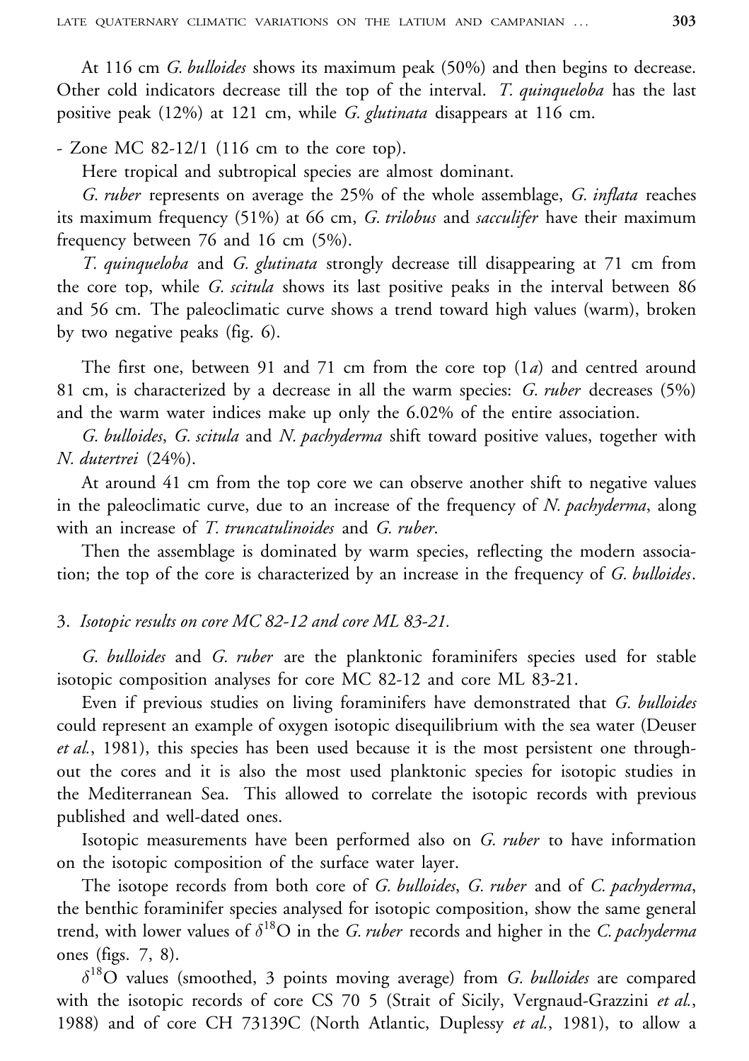At 116 cm *G. bulloides* shows its maximum peak (50%) and then begins to decrease. Other cold indicators decrease till the top of the interval. *T. quinqueloba* has the last positive peak (12%) at 121 cm, while *G. glutinata* disappears at 116 cm.

- Zone MC 82-12/1 (116 cm to the core top).

Here tropical and subtropical species are almost dominant.

*G. ruber* represents on average the 25% of the whole assemblage, *G. inflata* reaches its maximum frequency (51%) at 66 cm, *G. trilobus* and *sacculifer* have their maximum frequency between 76 and 16 cm (5%).

*T. quinqueloba* and *G. glutinata* strongly decrease till disappearing at 71 cm from the core top, while *G. scitula* shows its last positive peaks in the interval between 86 and 56 cm. The paleoclimatic curve shows a trend toward high values (warm), broken by two negative peaks (fig. 6).

The first one, between 91 and 71 cm from the core top (1*a*) and centred around 81 cm, is characterized by a decrease in all the warm species: *G. ruber* decreases (5%) and the warm water indices make up only the 6.02% of the entire association.

*G. bulloides*, *G. scitula* and *N. pachyderma* shift toward positive values, together with *N. dutertrei* (24%).

At around 41 cm from the top core we can observe another shift to negative values in the paleoclimatic curve, due to an increase of the frequency of *N. pachyderma*, along with an increase of *T. truncatulinoides* and *G. ruber*.

Then the assemblage is dominated by warm species, reflecting the modern association; the top of the core is characterized by an increase in the frequency of *G. bulloides*.

### 3. *Isotopic results on core MC 82-12 and core ML 83-21.*

*G. bulloides* and *G. ruber* are the planktonic foraminifers species used for stable isotopic composition analyses for core MC 82-12 and core ML 83-21.

Even if previous studies on living foraminifers have demonstrated that *G. bulloides* could represent an example of oxygen isotopic disequilibrium with the sea water (Deuser *et al.*, 1981), this species has been used because it is the most persistent one throughout the cores and it is also the most used planktonic species for isotopic studies in the Mediterranean Sea. This allowed to correlate the isotopic records with previous published and well-dated ones.

Isotopic measurements have been performed also on *G. ruber* to have information on the isotopic composition of the surface water layer.

The isotope records from both core of *G. bulloides*, *G. ruber* and of *C. pachyderma*, the benthic foraminifer species analysed for isotopic composition, show the same general trend, with lower values of $\delta^{18}O$ in the *G. ruber* records and higher in the *C. pachyderma* ones (figs. 7, 8).

$\delta^{18}O$ values (smoothed, 3 points moving average) from *G. bulloides* are compared with the isotopic records of core CS 70 5 (Strait of Sicily, Vergnaud-Grazzini *et al.*, 1988) and of core CH 73139C (North Atlantic, Duplessy *et al.*, 1981), to allow a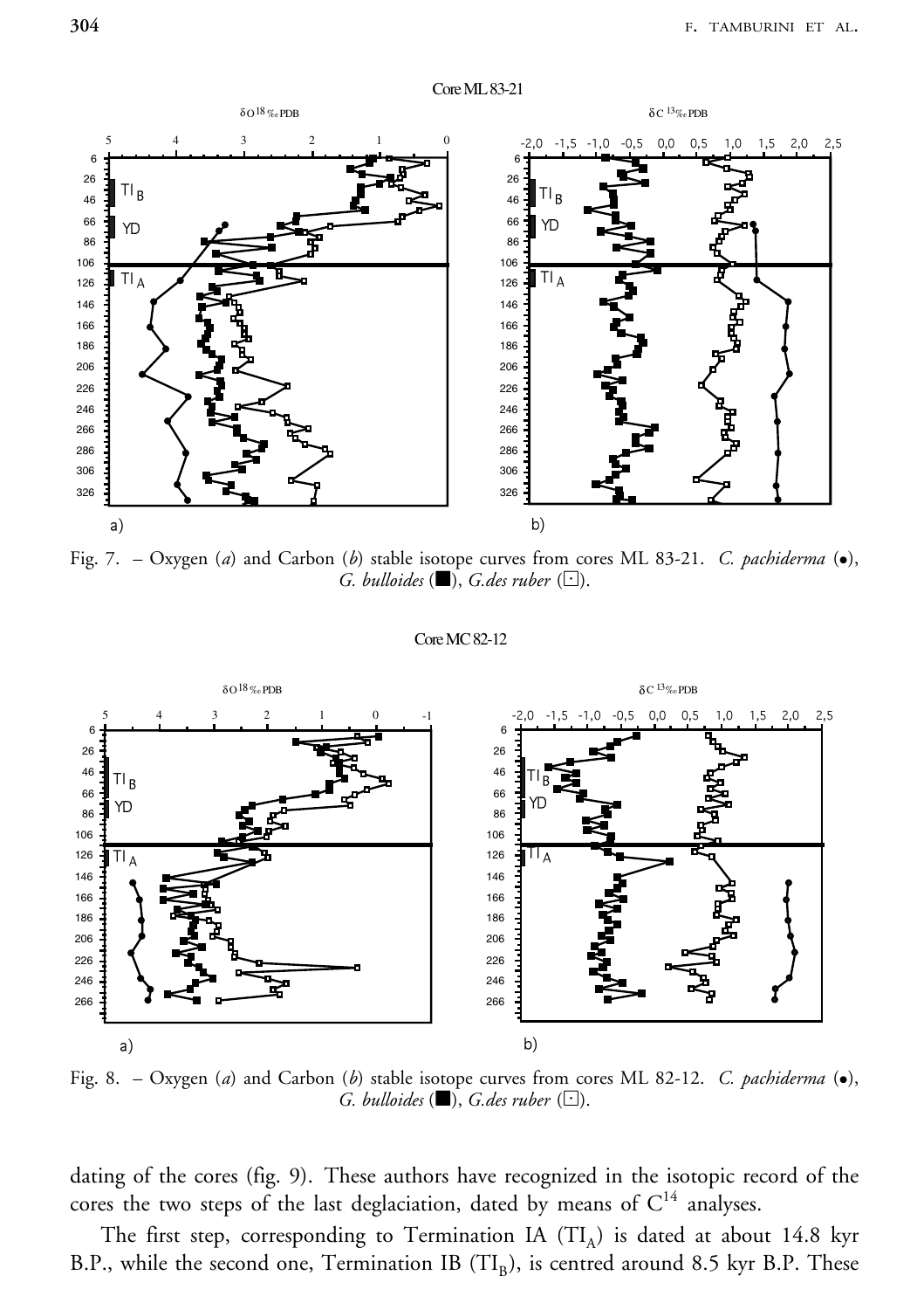Core ML 83-21

Fig. 7. – Oxygen (*a*) and Carbon (*b*) stable isotope curves from cores ML 83-21. *C. pachiderma* (●), *G. bulloides* (■), *G.des ruber* (□).

Core MC 82-12

Fig. 8. – Oxygen (*a*) and Carbon (*b*) stable isotope curves from cores ML 82-12. *C. pachiderma* (●), *G. bulloides* (■), *G.des ruber* (□).

dating of the cores (fig. 9). These authors have recognized in the isotopic record of the cores the two steps of the last deglaciation, dated by means of $C^{14}$ analyses.

The first step, corresponding to Termination IA ($TI_A$) is dated at about 14.8 kyr B.P., while the second one, Termination IB ($TI_B$), is centred around 8.5 kyr B.P. These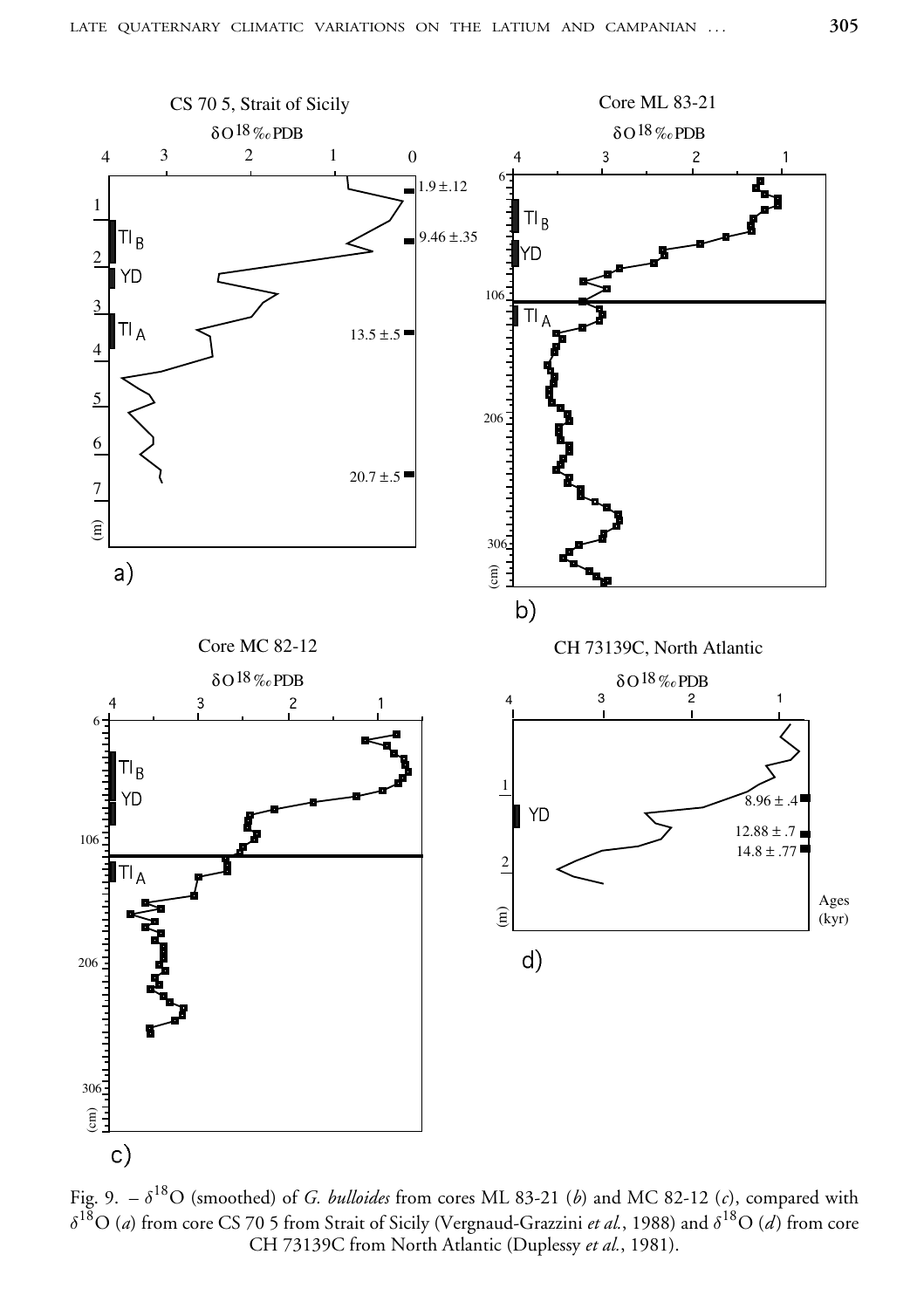Fig. 9. – $\delta^{18}$O (smoothed) of *G. bulloides* from cores ML 83-21 (*b*) and MC 82-12 (*c*), compared with $\delta^{18}$O (*a*) from core CS 70 5 from Strait of Sicily (Vergnaud-Grazzini *et al.*, 1988) and $\delta^{18}$O (*d*) from core CH 73139C from North Atlantic (Duplessy *et al.*, 1981).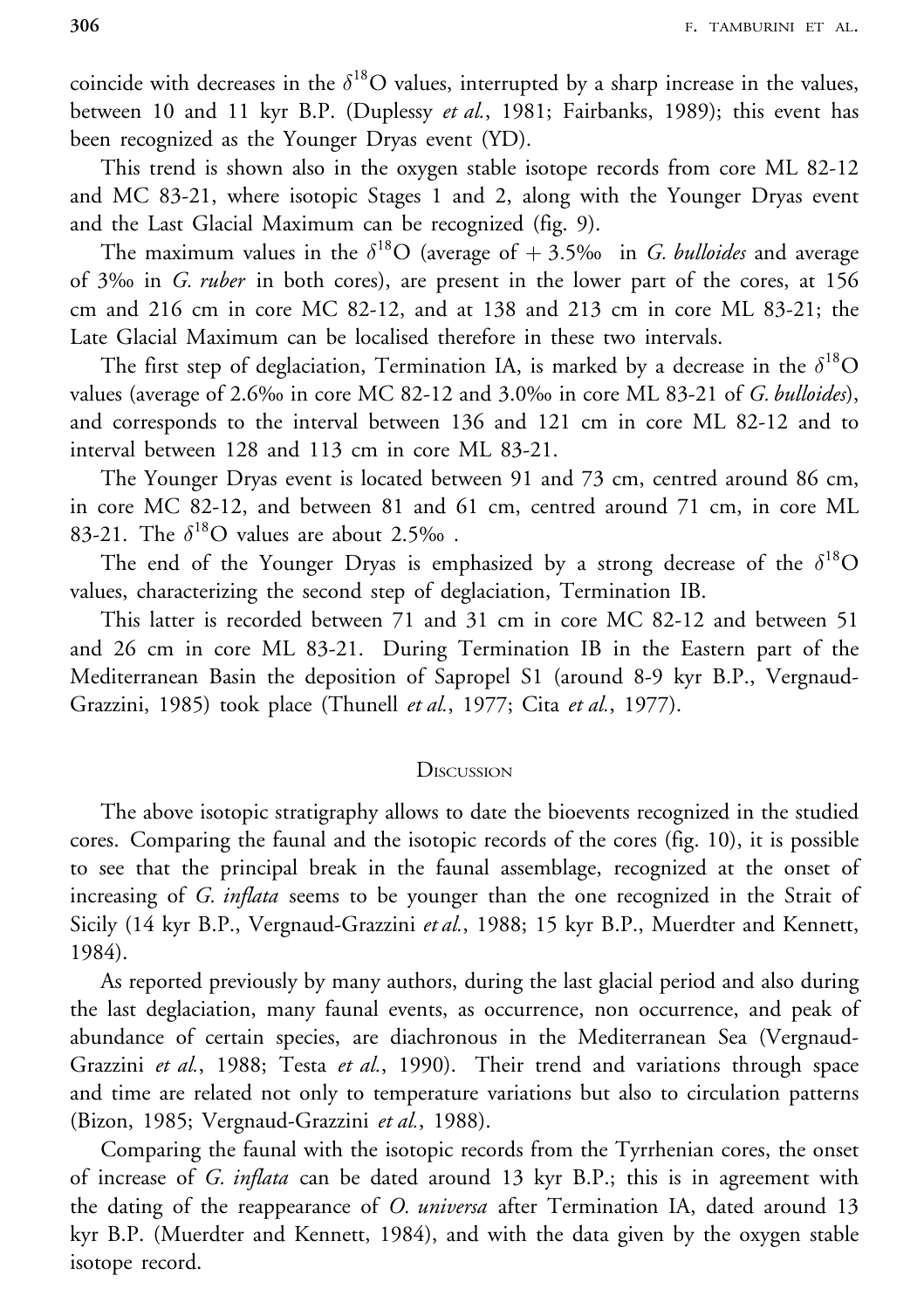coincide with decreases in the $\delta^{18}$O values, interrupted by a sharp increase in the values, between 10 and 11 kyr B.P. (Duplessy *et al.*, 1981; Fairbanks, 1989); this event has been recognized as the Younger Dryas event (YD).

This trend is shown also in the oxygen stable isotope records from core ML 82-12 and MC 83-21, where isotopic Stages 1 and 2, along with the Younger Dryas event and the Last Glacial Maximum can be recognized (fig. 9).

The maximum values in the $\delta^{18}$O (average of + 3.5‰ in *G. bulloides* and average of 3‰ in *G. ruber* in both cores), are present in the lower part of the cores, at 156 cm and 216 cm in core MC 82-12, and at 138 and 213 cm in core ML 83-21; the Late Glacial Maximum can be localised therefore in these two intervals.

The first step of deglaciation, Termination IA, is marked by a decrease in the $\delta^{18}$O values (average of 2.6‰ in core MC 82-12 and 3.0‰ in core ML 83-21 of *G. bulloides*), and corresponds to the interval between 136 and 121 cm in core ML 82-12 and to interval between 128 and 113 cm in core ML 83-21.

The Younger Dryas event is located between 91 and 73 cm, centred around 86 cm, in core MC 82-12, and between 81 and 61 cm, centred around 71 cm, in core ML 83-21. The $\delta^{18}$O values are about 2.5‰ .

The end of the Younger Dryas is emphasized by a strong decrease of the $\delta^{18}$O values, characterizing the second step of deglaciation, Termination IB.

This latter is recorded between 71 and 31 cm in core MC 82-12 and between 51 and 26 cm in core ML 83-21. During Termination IB in the Eastern part of the Mediterranean Basin the deposition of Sapropel S1 (around 8-9 kyr B.P., Vergnaud-Grazzini, 1985) took place (Thunell *et al.*, 1977; Cita *et al.*, 1977).

## Discussion

The above isotopic stratigraphy allows to date the bioevents recognized in the studied cores. Comparing the faunal and the isotopic records of the cores (fig. 10), it is possible to see that the principal break in the faunal assemblage, recognized at the onset of increasing of *G. inflata* seems to be younger than the one recognized in the Strait of Sicily (14 kyr B.P., Vergnaud-Grazzini *et al.*, 1988; 15 kyr B.P., Muerdter and Kennett, 1984).

As reported previously by many authors, during the last glacial period and also during the last deglaciation, many faunal events, as occurrence, non occurrence, and peak of abundance of certain species, are diachronous in the Mediterranean Sea (Vergnaud-Grazzini *et al.*, 1988; Testa *et al.*, 1990). Their trend and variations through space and time are related not only to temperature variations but also to circulation patterns (Bizon, 1985; Vergnaud-Grazzini *et al.*, 1988).

Comparing the faunal with the isotopic records from the Tyrrhenian cores, the onset of increase of *G. inflata* can be dated around 13 kyr B.P.; this is in agreement with the dating of the reappearance of *O. universa* after Termination IA, dated around 13 kyr B.P. (Muerdter and Kennett, 1984), and with the data given by the oxygen stable isotope record.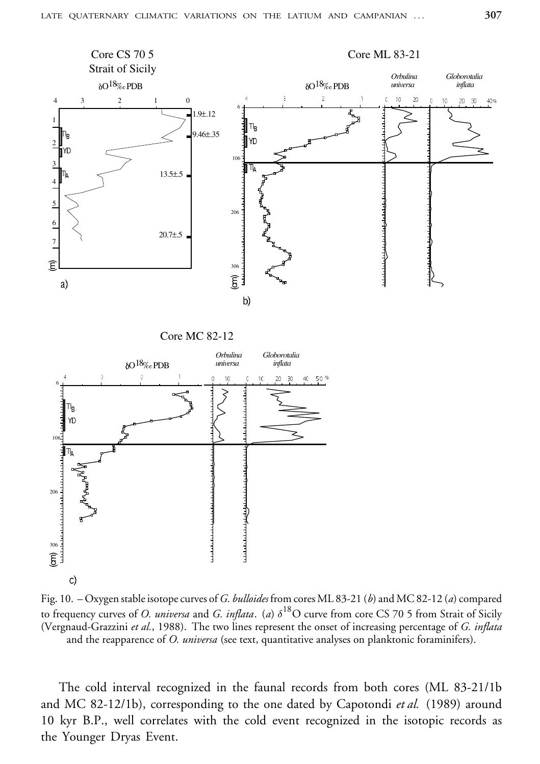Fig. 10. – Oxygen stable isotope curves of *G. bulloides* from cores ML 83-21 (*b*) and MC 82-12 (*a*) compared to frequency curves of *O. universa* and *G. inflata*. (*a*) $\delta^{18}$O curve from core CS 70 5 from Strait of Sicily (Vergnaud-Grazzini *et al.*, 1988). The two lines represent the onset of increasing percentage of *G. inflata* and the reapparence of *O. universa* (see text, quantitative analyses on planktonic foraminifers).

The cold interval recognized in the faunal records from both cores (ML 83-21/1b and MC 82-12/1b), corresponding to the one dated by Capotondi *et al.* (1989) around 10 kyr B.P., well correlates with the cold event recognized in the isotopic records as the Younger Dryas Event.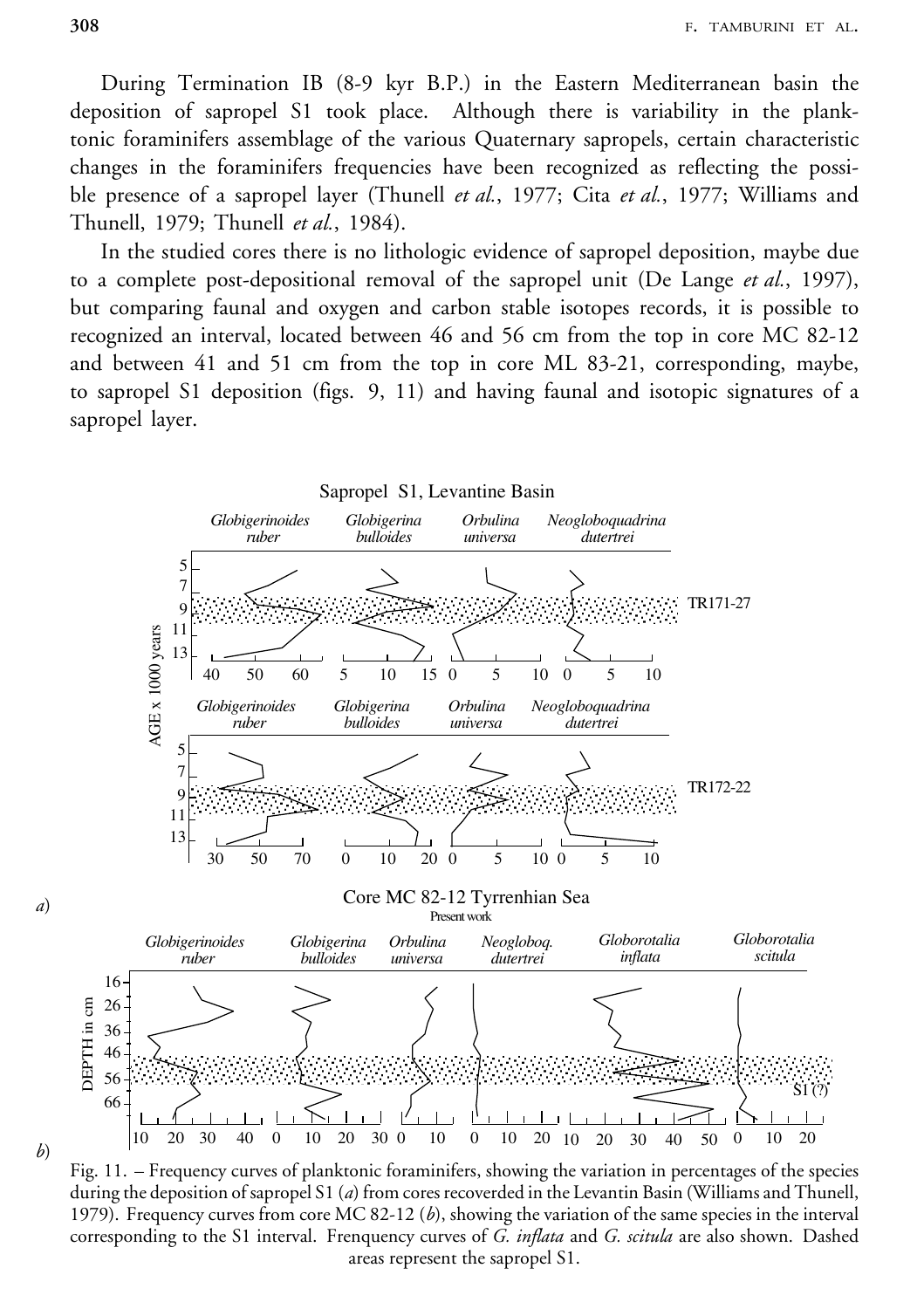During Termination IB (8-9 kyr B.P.) in the Eastern Mediterranean basin the deposition of sapropel S1 took place. Although there is variability in the planktonic foraminifers assemblage of the various Quaternary sapropels, certain characteristic changes in the foraminifers frequencies have been recognized as reflecting the possible presence of a sapropel layer (Thunell *et al.*, 1977; Cita *et al.*, 1977; Williams and Thunell, 1979; Thunell *et al.*, 1984).

In the studied cores there is no lithologic evidence of sapropel deposition, maybe due to a complete post-depositional removal of the sapropel unit (De Lange *et al.*, 1997), but comparing faunal and oxygen and carbon stable isotopes records, it is possible to recognized an interval, located between 46 and 56 cm from the top in core MC 82-12 and between 41 and 51 cm from the top in core ML 83-21, corresponding, maybe, to sapropel S1 deposition (figs. 9, 11) and having faunal and isotopic signatures of a sapropel layer.

Fig. 11. – Frequency curves of planktonic foraminifers, showing the variation in percentages of the species during the deposition of sapropel S1 (*a*) from cores recoverded in the Levantin Basin (Williams and Thunell, 1979). Frequency curves from core MC 82-12 (*b*), showing the variation of the same species in the interval corresponding to the S1 interval. Frenquency curves of *G. inflata* and *G. scitula* are also shown. Dashed areas represent the sapropel S1.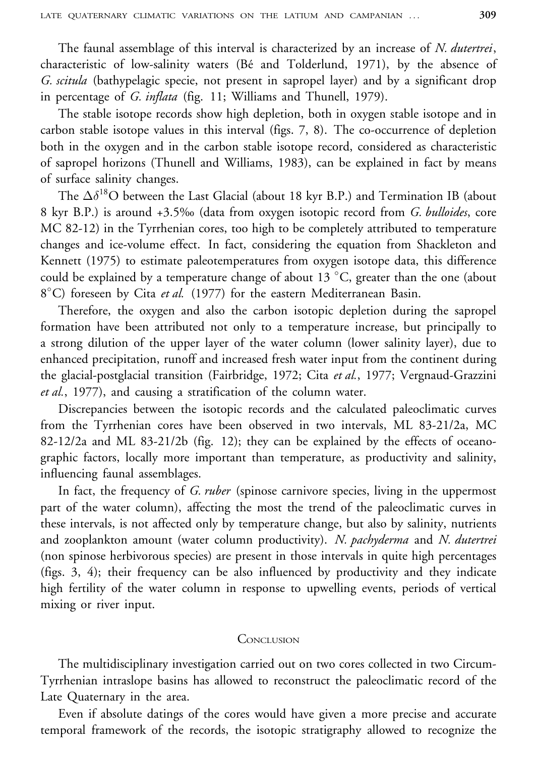The faunal assemblage of this interval is characterized by an increase of *N. dutertrei*, characteristic of low-salinity waters (Bé and Tolderlund, 1971), by the absence of *G. scitula* (bathypelagic specie, not present in sapropel layer) and by a significant drop in percentage of *G. inflata* (fig. 11; Williams and Thunell, 1979).

The stable isotope records show high depletion, both in oxygen stable isotope and in carbon stable isotope values in this interval (figs. 7, 8). The co-occurrence of depletion both in the oxygen and in the carbon stable isotope record, considered as characteristic of sapropel horizons (Thunell and Williams, 1983), can be explained in fact by means of surface salinity changes.

The $\Delta\delta^{18}O$ between the Last Glacial (about 18 kyr B.P.) and Termination IB (about 8 kyr B.P.) is around +3.5‰ (data from oxygen isotopic record from *G. bulloides*, core MC 82-12) in the Tyrrhenian cores, too high to be completely attributed to temperature changes and ice-volume effect. In fact, considering the equation from Shackleton and Kennett (1975) to estimate paleotemperatures from oxygen isotope data, this difference could be explained by a temperature change of about 13 °C, greater than the one (about 8°C) foreseen by Cita *et al.* (1977) for the eastern Mediterranean Basin.

Therefore, the oxygen and also the carbon isotopic depletion during the sapropel formation have been attributed not only to a temperature increase, but principally to a strong dilution of the upper layer of the water column (lower salinity layer), due to enhanced precipitation, runoff and increased fresh water input from the continent during the glacial-postglacial transition (Fairbridge, 1972; Cita *et al.*, 1977; Vergnaud-Grazzini *et al.*, 1977), and causing a stratification of the column water.

Discrepancies between the isotopic records and the calculated paleoclimatic curves from the Tyrrhenian cores have been observed in two intervals, ML 83-21/2a, MC 82-12/2a and ML 83-21/2b (fig. 12); they can be explained by the effects of oceanographic factors, locally more important than temperature, as productivity and salinity, influencing faunal assemblages.

In fact, the frequency of *G. ruber* (spinose carnivore species, living in the uppermost part of the water column), affecting the most the trend of the paleoclimatic curves in these intervals, is not affected only by temperature change, but also by salinity, nutrients and zooplankton amount (water column productivity). *N. pachyderma* and *N. dutertrei* (non spinose herbivorous species) are present in those intervals in quite high percentages (figs. 3, 4); their frequency can be also influenced by productivity and they indicate high fertility of the water column in response to upwelling events, periods of vertical mixing or river input.

## Conclusion

The multidisciplinary investigation carried out on two cores collected in two Circum-Tyrrhenian intraslope basins has allowed to reconstruct the paleoclimatic record of the Late Quaternary in the area.

Even if absolute datings of the cores would have given a more precise and accurate temporal framework of the records, the isotopic stratigraphy allowed to recognize the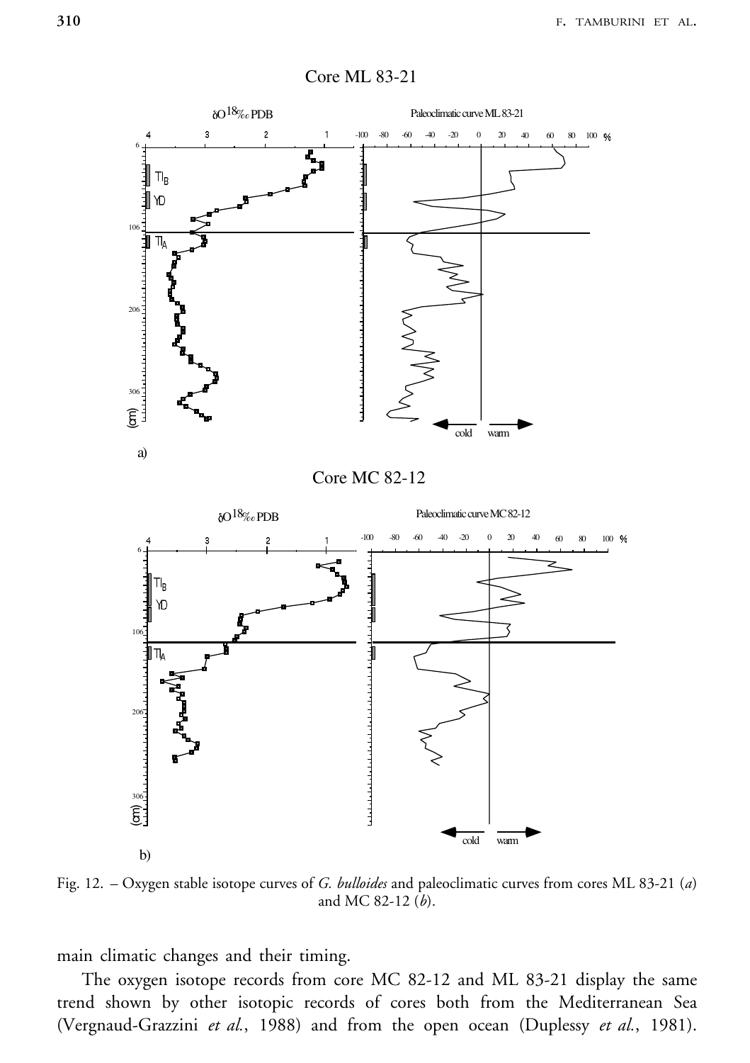Fig. 12. – Oxygen stable isotope curves of *G. bulloides* and paleoclimatic curves from cores ML 83-21 (*a*) and MC 82-12 (*b*).

main climatic changes and their timing.

The oxygen isotope records from core MC 82-12 and ML 83-21 display the same trend shown by other isotopic records of cores both from the Mediterranean Sea (Vergnaud-Grazzini *et al.*, 1988) and from the open ocean (Duplessy *et al.*, 1981).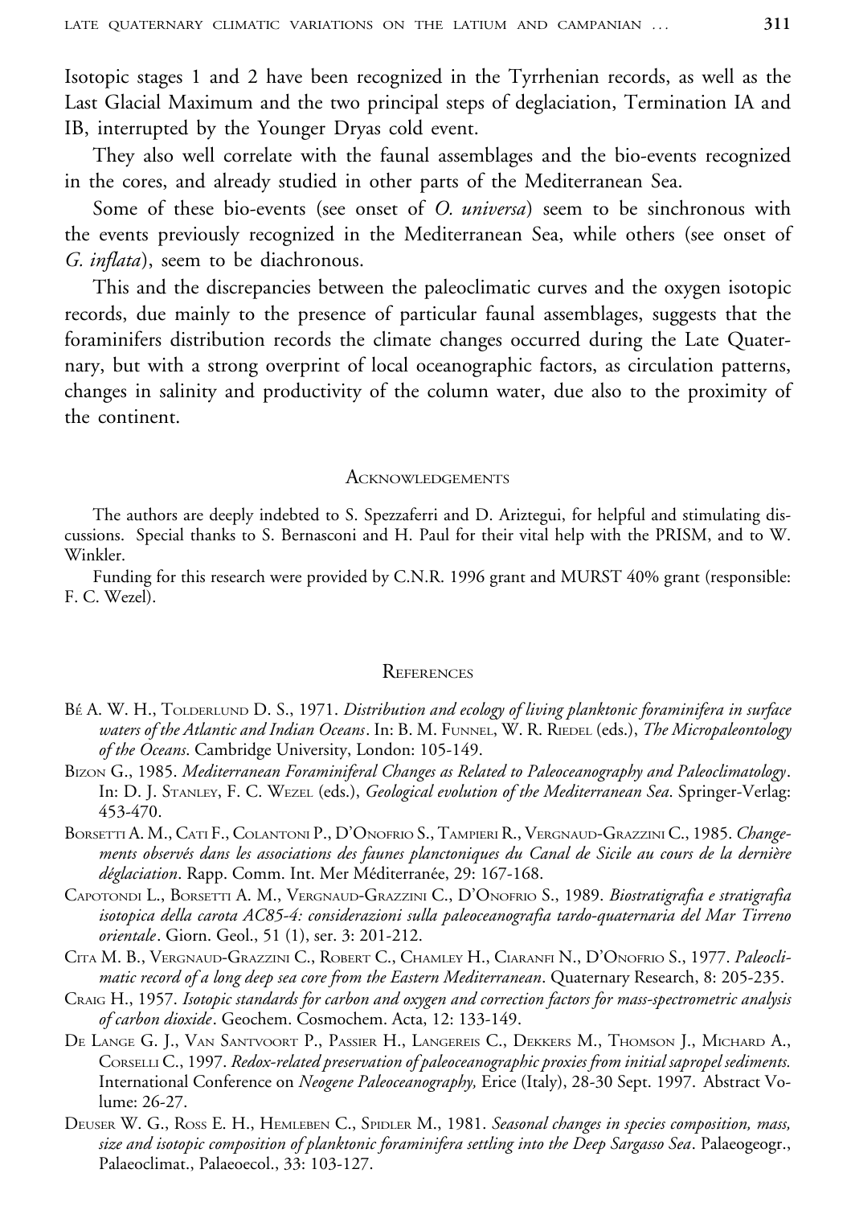Isotopic stages 1 and 2 have been recognized in the Tyrrhenian records, as well as the Last Glacial Maximum and the two principal steps of deglaciation, Termination IA and IB, interrupted by the Younger Dryas cold event.

They also well correlate with the faunal assemblages and the bio-events recognized in the cores, and already studied in other parts of the Mediterranean Sea.

Some of these bio-events (see onset of *O. universa*) seem to be sinchronous with the events previously recognized in the Mediterranean Sea, while others (see onset of *G. inflata*), seem to be diachronous.

This and the discrepancies between the paleoclimatic curves and the oxygen isotopic records, due mainly to the presence of particular faunal assemblages, suggests that the foraminifers distribution records the climate changes occurred during the Late Quaternary, but with a strong overprint of local oceanographic factors, as circulation patterns, changes in salinity and productivity of the column water, due also to the proximity of the continent.

## Acknowledgements

The authors are deeply indebted to S. Spezzaferri and D. Ariztegui, for helpful and stimulating discussions. Special thanks to S. Bernasconi and H. Paul for their vital help with the PRISM, and to W. Winkler.

Funding for this research were provided by C.N.R. 1996 grant and MURST 40% grant (responsible: F. C. Wezel).

## References

Bé A. W. H., Tolderlund D. S., 1971. *Distribution and ecology of living planktonic foraminifera in surface waters of the Atlantic and Indian Oceans*. In: B. M. Funnel, W. R. Riedel (eds.), *The Micropaleontology of the Oceans*. Cambridge University, London: 105-149.

Bizon G., 1985. *Mediterranean Foraminiferal Changes as Related to Paleoceanography and Paleoclimatology*. In: D. J. Stanley, F. C. Wezel (eds.), *Geological evolution of the Mediterranean Sea*. Springer-Verlag: 453-470.

Borsetti A. M., Cati F., Colantoni P., D'Onofrio S., Tampieri R., Vergnaud-Grazzini C., 1985. *Changements observés dans les associations des faunes planctoniques du Canal de Sicile au cours de la dernière déglaciation*. Rapp. Comm. Int. Mer Méditerranée, 29: 167-168.

Capotondi L., Borsetti A. M., Vergnaud-Grazzini C., D'Onofrio S., 1989. *Biostratigrafia e stratigrafia isotopica della carota AC85-4: considerazioni sulla paleoceanografia tardo-quaternaria del Mar Tirreno orientale*. Giorn. Geol., 51 (1), ser. 3: 201-212.

Cita M. B., Vergnaud-Grazzini C., Robert C., Chamley H., Ciaranfi N., D'Onofrio S., 1977. *Paleoclimatic record of a long deep sea core from the Eastern Mediterranean*. Quaternary Research, 8: 205-235.

Craig H., 1957. *Isotopic standards for carbon and oxygen and correction factors for mass-spectrometric analysis of carbon dioxide*. Geochem. Cosmochem. Acta, 12: 133-149.

De Lange G. J., Van Santvoort P., Passier H., Langereis C., Dekkers M., Thomson J., Michard A., Corselli C., 1997. *Redox-related preservation of paleoceanographic proxies from initial sapropel sediments.* International Conference on *Neogene Paleoceanography,* Erice (Italy), 28-30 Sept. 1997. Abstract Volume: 26-27.

Deuser W. G., Ross E. H., Hemleben C., Spidler M., 1981. *Seasonal changes in species composition, mass, size and isotopic composition of planktonic foraminifera settling into the Deep Sargasso Sea*. Palaeogeogr., Palaeoclimat., Palaeoecol., 33: 103-127.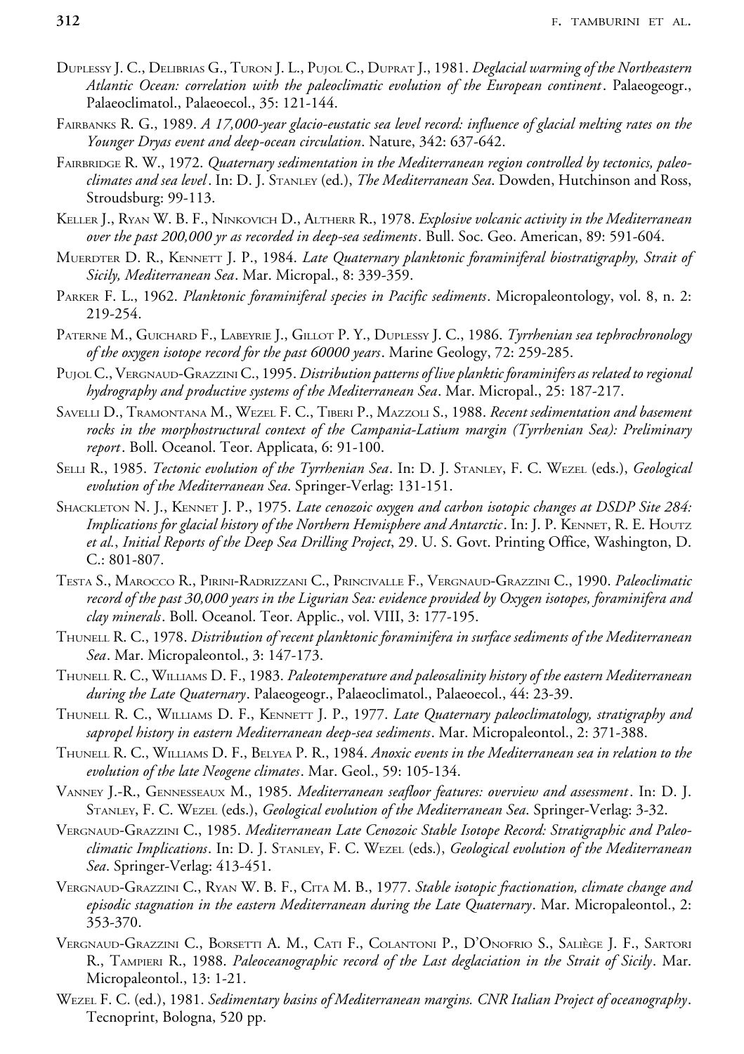Duplessy J. C., Delibrias G., Turon J. L., Pujol C., Duprat J., 1981. *Deglacial warming of the Northeastern Atlantic Ocean: correlation with the paleoclimatic evolution of the European continent*. Palaeogeogr., Palaeoclimatol., Palaeoecol., 35: 121-144.

Fairbanks R. G., 1989. *A 17,000-year glacio-eustatic sea level record: influence of glacial melting rates on the Younger Dryas event and deep-ocean circulation*. Nature, 342: 637-642.

Fairbridge R. W., 1972. *Quaternary sedimentation in the Mediterranean region controlled by tectonics, paleoclimates and sea level*. In: D. J. Stanley (ed.), *The Mediterranean Sea*. Dowden, Hutchinson and Ross, Stroudsburg: 99-113.

Keller J., Ryan W. B. F., Ninkovich D., Altherr R., 1978. *Explosive volcanic activity in the Mediterranean over the past 200,000 yr as recorded in deep-sea sediments*. Bull. Soc. Geo. American, 89: 591-604.

Muerdter D. R., Kennett J. P., 1984. *Late Quaternary planktonic foraminiferal biostratigraphy, Strait of Sicily, Mediterranean Sea*. Mar. Micropal., 8: 339-359.

Parker F. L., 1962. *Planktonic foraminiferal species in Pacific sediments*. Micropaleontology, vol. 8, n. 2: 219-254.

Paterne M., Guichard F., Labeyrie J., Gillot P. Y., Duplessy J. C., 1986. *Tyrrhenian sea tephrochronology of the oxygen isotope record for the past 60000 years*. Marine Geology, 72: 259-285.

Pujol C., Vergnaud-Grazzini C., 1995. *Distribution patterns of live planktic foraminifers as related to regional hydrography and productive systems of the Mediterranean Sea*. Mar. Micropal., 25: 187-217.

Savelli D., Tramontana M., Wezel F. C., Tiberi P., Mazzoli S., 1988. *Recent sedimentation and basement rocks in the morphostructural context of the Campania-Latium margin (Tyrrhenian Sea): Preliminary report*. Boll. Oceanol. Teor. Applicata, 6: 91-100.

Selli R., 1985. *Tectonic evolution of the Tyrrhenian Sea*. In: D. J. Stanley, F. C. Wezel (eds.), *Geological evolution of the Mediterranean Sea*. Springer-Verlag: 131-151.

Shackleton N. J., Kennet J. P., 1975. *Late cenozoic oxygen and carbon isotopic changes at DSDP Site 284: Implications for glacial history of the Northern Hemisphere and Antarctic*. In: J. P. Kennet, R. E. Houtz *et al.*, *Initial Reports of the Deep Sea Drilling Project*, 29. U. S. Govt. Printing Office, Washington, D. C.: 801-807.

Testa S., Marocco R., Pirini-Radrizzani C., Princivalle F., Vergnaud-Grazzini C., 1990. *Paleoclimatic record of the past 30,000 years in the Ligurian Sea: evidence provided by Oxygen isotopes, foraminifera and clay minerals*. Boll. Oceanol. Teor. Applic., vol. VIII, 3: 177-195.

Thunell R. C., 1978. *Distribution of recent planktonic foraminifera in surface sediments of the Mediterranean Sea*. Mar. Micropaleontol., 3: 147-173.

Thunell R. C., Williams D. F., 1983. *Paleotemperature and paleosalinity history of the eastern Mediterranean during the Late Quaternary*. Palaeogeogr., Palaeoclimatol., Palaeoecol., 44: 23-39.

Thunell R. C., Williams D. F., Kennett J. P., 1977. *Late Quaternary paleoclimatology, stratigraphy and sapropel history in eastern Mediterranean deep-sea sediments*. Mar. Micropaleontol., 2: 371-388.

Thunell R. C., Williams D. F., Belyea P. R., 1984. *Anoxic events in the Mediterranean sea in relation to the evolution of the late Neogene climates*. Mar. Geol., 59: 105-134.

Vanney J.-R., Gennesseaux M., 1985. *Mediterranean seafloor features: overview and assessment*. In: D. J. Stanley, F. C. Wezel (eds.), *Geological evolution of the Mediterranean Sea*. Springer-Verlag: 3-32.

Vergnaud-Grazzini C., 1985. *Mediterranean Late Cenozoic Stable Isotope Record: Stratigraphic and Paleoclimatic Implications*. In: D. J. Stanley, F. C. Wezel (eds.), *Geological evolution of the Mediterranean Sea*. Springer-Verlag: 413-451.

Vergnaud-Grazzini C., Ryan W. B. F., Cita M. B., 1977. *Stable isotopic fractionation, climate change and episodic stagnation in the eastern Mediterranean during the Late Quaternary*. Mar. Micropaleontol., 2: 353-370.

Vergnaud-Grazzini C., Borsetti A. M., Cati F., Colantoni P., D'Onofrio S., Saliège J. F., Sartori R., Tampieri R., 1988. *Paleoceanographic record of the Last deglaciation in the Strait of Sicily*. Mar. Micropaleontol., 13: 1-21.

Wezel F. C. (ed.), 1981. *Sedimentary basins of Mediterranean margins. CNR Italian Project of oceanography*. Tecnoprint, Bologna, 520 pp.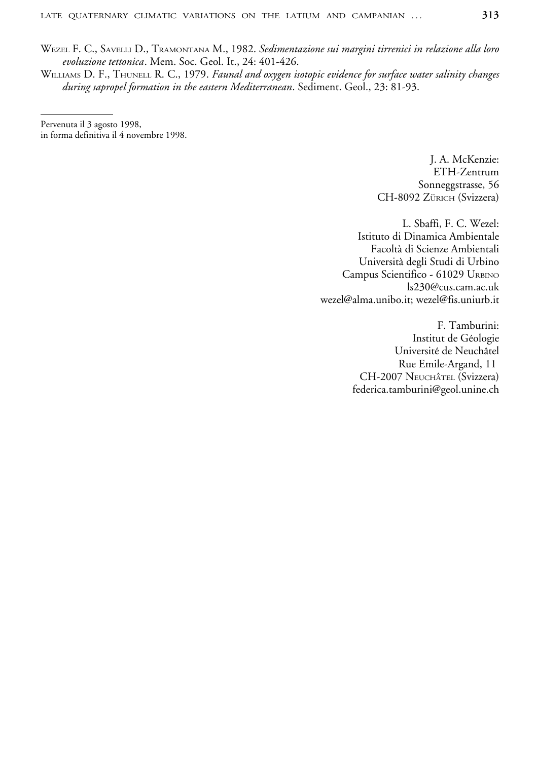Wezel F. C., Savelli D., Tramontana M., 1982. *Sedimentazione sui margini tirrenici in relazione alla loro evoluzione tettonica*. Mem. Soc. Geol. It., 24: 401-426.

Williams D. F., Thunell R. C., 1979. *Faunal and oxygen isotopic evidence for surface water salinity changes during sapropel formation in the eastern Mediterranean*. Sediment. Geol., 23: 81-93.

---

Pervenuta il 3 agosto 1998,
in forma definitiva il 4 novembre 1998.

J. A. McKenzie:
ETH-Zentrum
Sonneggstrasse, 56
CH-8092 Zürich (Svizzera)

L. Sbaffi, F. C. Wezel:
Istituto di Dinamica Ambientale
Facoltà di Scienze Ambientali
Università degli Studi di Urbino
Campus Scientifico - 61029 Urbino
ls230@cus.cam.ac.uk
wezel@alma.unibo.it; wezel@fis.uniurb.it

F. Tamburini:
Institut de Géologie
Université de Neuchâtel
Rue Emile-Argand, 11
CH-2007 Neuchâtel (Svizzera)
federica.tamburini@geol.unine.ch